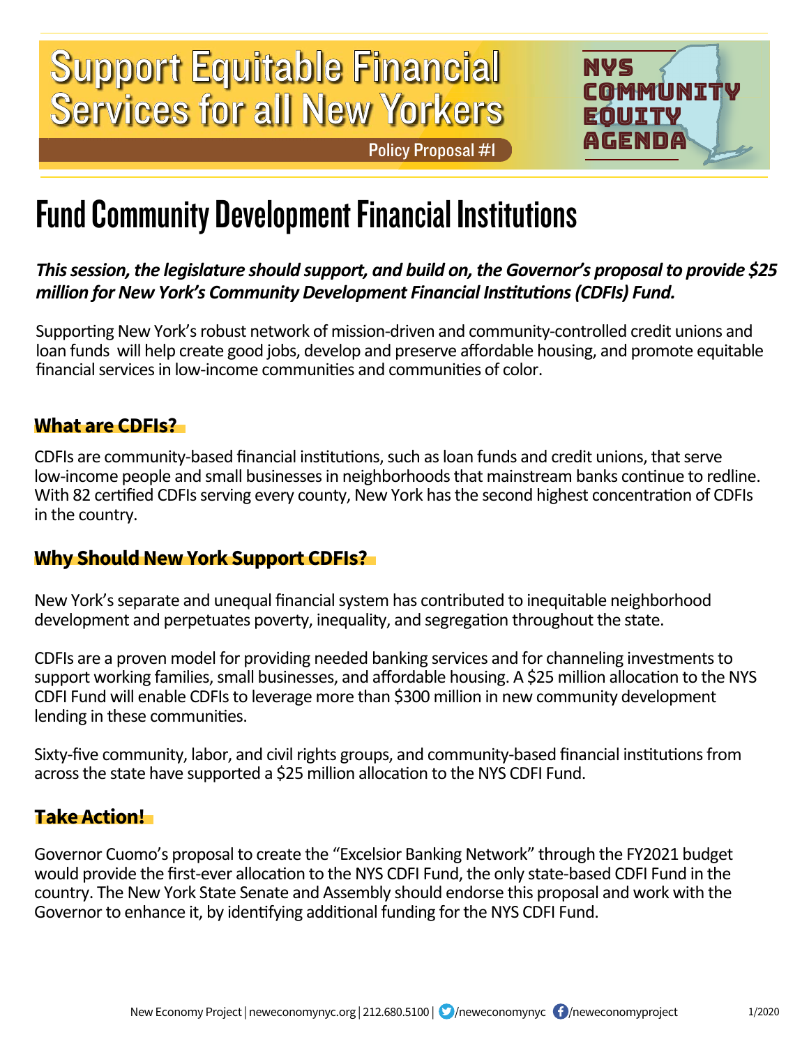# Support Equitable Financial Services for all New Yorkers

Policy Proposal #1

NYS COMMUNITY EQUITY AGENDA

## Fund Community Development Financial Institutions

***This session, the legislature should support, and build on, the Governor's proposal to provide $25 million for New York's Community Development Financial Institutions (CDFIs) Fund.***

Supporting New York's robust network of mission-driven and community-controlled credit unions and loan funds will help create good jobs, develop and preserve affordable housing, and promote equitable financial services in low-income communities and communities of color.

### What are CDFIs?

CDFIs are community-based financial institutions, such as loan funds and credit unions, that serve low-income people and small businesses in neighborhoods that mainstream banks continue to redline. With 82 certified CDFIs serving every county, New York has the second highest concentration of CDFIs in the country.

### Why Should New York Support CDFIs?

New York's separate and unequal financial system has contributed to inequitable neighborhood development and perpetuates poverty, inequality, and segregation throughout the state.

CDFIs are a proven model for providing needed banking services and for channeling investments to support working families, small businesses, and affordable housing. A $25 million allocation to the NYS CDFI Fund will enable CDFIs to leverage more than $300 million in new community development lending in these communities.

Sixty-five community, labor, and civil rights groups, and community-based financial institutions from across the state have supported a $25 million allocation to the NYS CDFI Fund.

### Take Action!

Governor Cuomo's proposal to create the "Excelsior Banking Network" through the FY2021 budget would provide the first-ever allocation to the NYS CDFI Fund, the only state-based CDFI Fund in the country. The New York State Senate and Assembly should endorse this proposal and work with the Governor to enhance it, by identifying additional funding for the NYS CDFI Fund.

New Economy Project | neweconomynyc.org | 212.680.5100 | /neweconomynyc /neweconomyproject

1/2020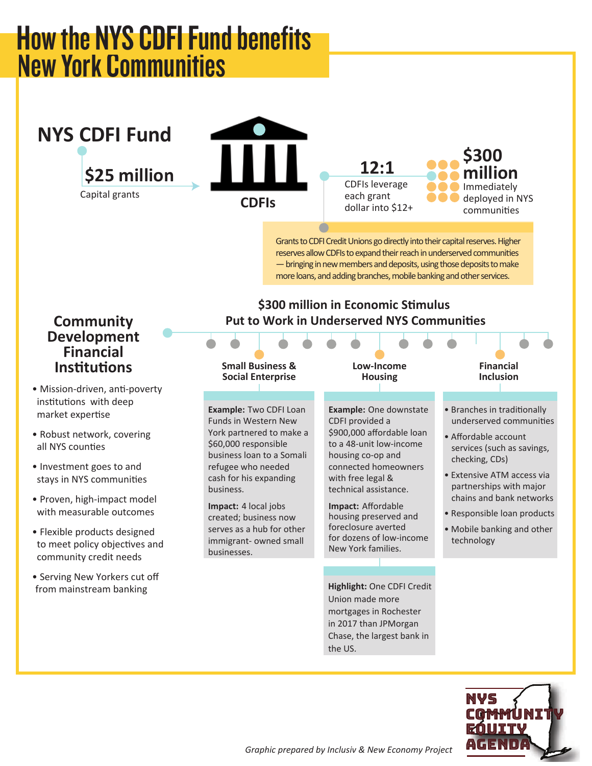# How the NYS CDFI Fund benefits New York Communities

## NYS CDFI Fund

**$25 million**
Capital grants

**CDFIs**

**12:1**
CDFIs leverage each grant dollar into $12+

**$300 million**
Immediately deployed in NYS communities

Grants to CDFI Credit Unions go directly into their capital reserves. Higher reserves allow CDFIs to expand their reach in underserved communities — bringing in new members and deposits, using those deposits to make more loans, and adding branches, mobile banking and other services.

## Community Development Financial Institutions

- Mission-driven, anti-poverty institutions with deep market expertise
- Robust network, covering all NYS counties
- Investment goes to and stays in NYS communities
- Proven, high-impact model with measurable outcomes
- Flexible products designed to meet policy objectives and community credit needs
- Serving New Yorkers cut off from mainstream banking

## $300 million in Economic Stimulus Put to Work in Underserved NYS Communities

### Small Business & Social Enterprise

**Example:** Two CDFI Loan Funds in Western New York partnered to make a $60,000 responsible business loan to a Somali refugee who needed cash for his expanding business.

**Impact:** 4 local jobs created; business now serves as a hub for other immigrant- owned small businesses.

### Low-Income Housing

**Example:** One downstate CDFI provided a $900,000 affordable loan to a 48-unit low-income housing co-op and connected homeowners with free legal & technical assistance.

**Impact:** Affordable housing preserved and foreclosure averted for dozens of low-income New York families.

**Highlight:** One CDFI Credit Union made more mortgages in Rochester in 2017 than JPMorgan Chase, the largest bank in the US.

### Financial Inclusion

- Branches in traditionally underserved communities
- Affordable account services (such as savings, checking, CDs)
- Extensive ATM access via partnerships with major chains and bank networks
- Responsible loan products
- Mobile banking and other technology

*Graphic prepared by Inclusiv & New Economy Project*

NYS COMMUNITY EQUITY AGENDA